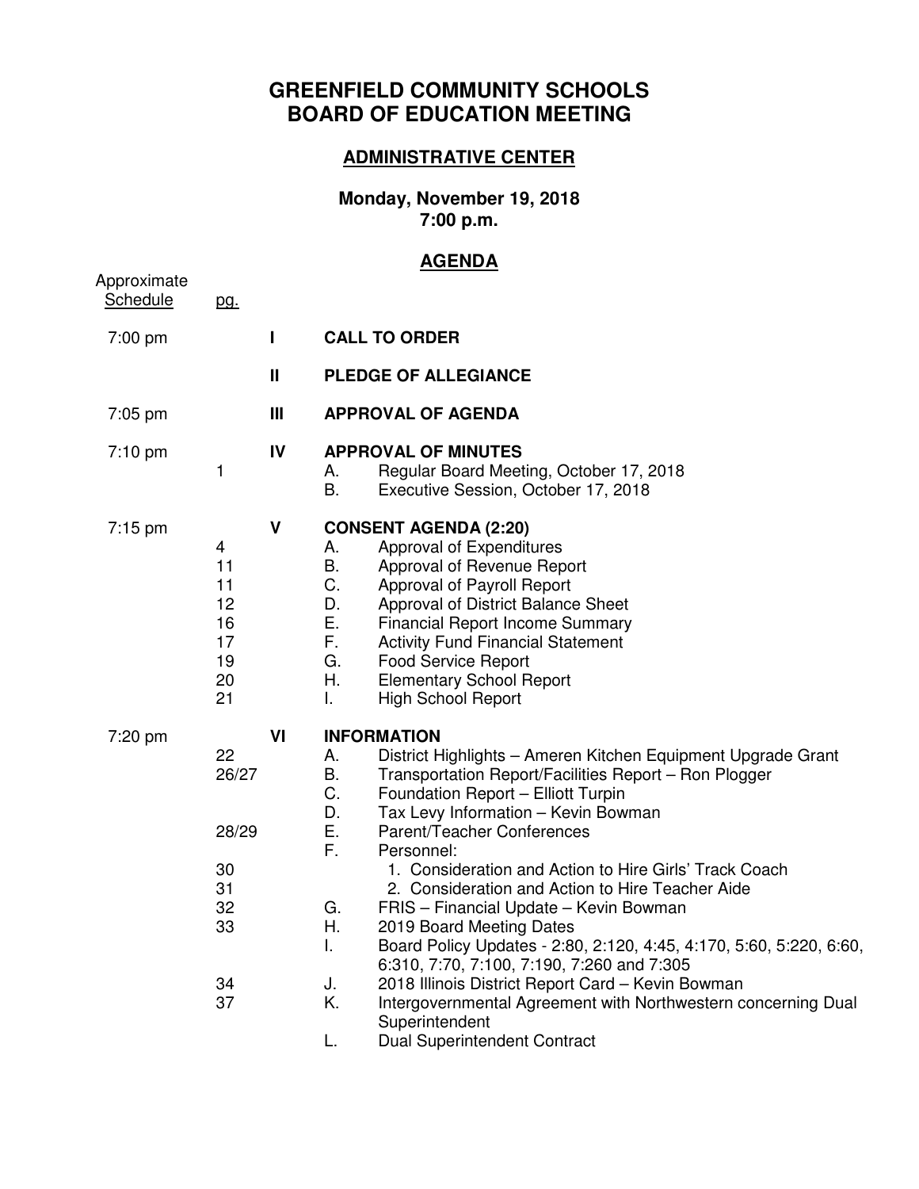# GREENFIELD COMMUNITY SCHOOLS
# BOARD OF EDUCATION MEETING

## ADMINISTRATIVE CENTER

**Monday, November 19, 2018**
**7:00 p.m.**

## AGENDA

| Approximate Schedule | pg. | | |
|---|---|---|---|
| 7:00 pm | | I | **CALL TO ORDER** |
| | | II | **PLEDGE OF ALLEGIANCE** |
| 7:05 pm | | III | **APPROVAL OF AGENDA** |
| 7:10 pm | | IV | **APPROVAL OF MINUTES** |
| | 1 | | A. Regular Board Meeting, October 17, 2018 |
| | | | B. Executive Session, October 17, 2018 |
| 7:15 pm | | V | **CONSENT AGENDA (2:20)** |
| | 4 | | A. Approval of Expenditures |
| | 11 | | B. Approval of Revenue Report |
| | 11 | | C. Approval of Payroll Report |
| | 12 | | D. Approval of District Balance Sheet |
| | 16 | | E. Financial Report Income Summary |
| | 17 | | F. Activity Fund Financial Statement |
| | 19 | | G. Food Service Report |
| | 20 | | H. Elementary School Report |
| | 21 | | I. High School Report |
| 7:20 pm | | VI | **INFORMATION** |
| | 22 | | A. District Highlights – Ameren Kitchen Equipment Upgrade Grant |
| | 26/27 | | B. Transportation Report/Facilities Report – Ron Plogger |
| | | | C. Foundation Report – Elliott Turpin |
| | | | D. Tax Levy Information – Kevin Bowman |
| | 28/29 | | E. Parent/Teacher Conferences |
| | | | F. Personnel: |
| | 30 | | 1. Consideration and Action to Hire Girls' Track Coach |
| | 31 | | 2. Consideration and Action to Hire Teacher Aide |
| | 32 | | G. FRIS – Financial Update – Kevin Bowman |
| | 33 | | H. 2019 Board Meeting Dates |
| | | | I. Board Policy Updates - 2:80, 2:120, 4:45, 4:170, 5:60, 5:220, 6:60, 6:310, 7:70, 7:100, 7:190, 7:260 and 7:305 |
| | 34 | | J. 2018 Illinois District Report Card – Kevin Bowman |
| | 37 | | K. Intergovernmental Agreement with Northwestern concerning Dual Superintendent |
| | | | L. Dual Superintendent Contract |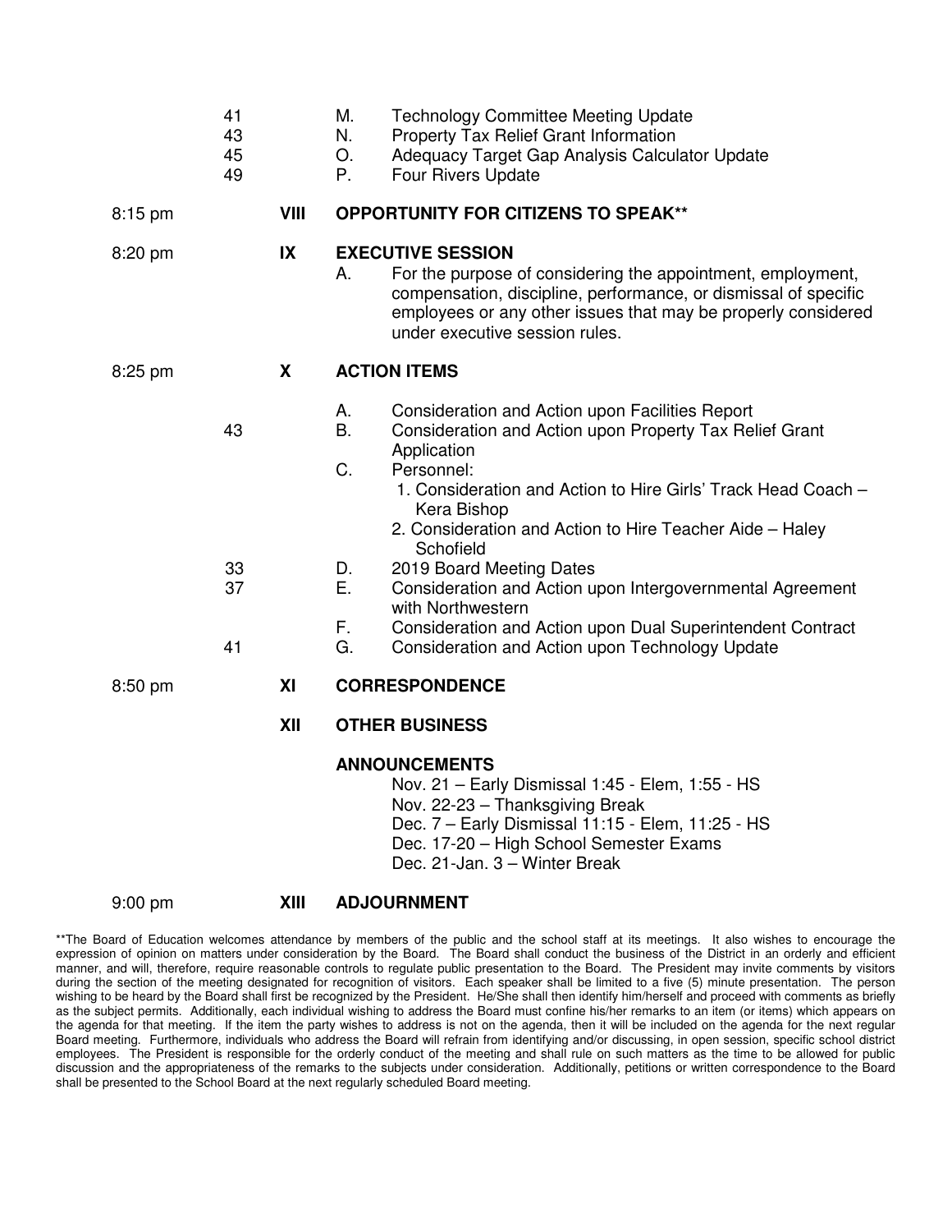| | | | | |
|---|---|---|---|---|
| | 41 | | M. | Technology Committee Meeting Update |
| | 43 | | N. | Property Tax Relief Grant Information |
| | 45 | | O. | Adequacy Target Gap Analysis Calculator Update |
| | 49 | | P. | Four Rivers Update |
| 8:15 pm | | **VIII** | | **OPPORTUNITY FOR CITIZENS TO SPEAK\*\*** |
| 8:20 pm | | **IX** | | **EXECUTIVE SESSION** |
| | | | A. | For the purpose of considering the appointment, employment, compensation, discipline, performance, or dismissal of specific employees or any other issues that may be properly considered under executive session rules. |
| 8:25 pm | | **X** | | **ACTION ITEMS** |
| | | | A. | Consideration and Action upon Facilities Report |
| | 43 | | B. | Consideration and Action upon Property Tax Relief Grant Application |
| | | | C. | Personnel: 1. Consideration and Action to Hire Girls' Track Head Coach – Kera Bishop 2. Consideration and Action to Hire Teacher Aide – Haley Schofield |
| | 33 | | D. | 2019 Board Meeting Dates |
| | 37 | | E. | Consideration and Action upon Intergovernmental Agreement with Northwestern |
| | | | F. | Consideration and Action upon Dual Superintendent Contract |
| | 41 | | G. | Consideration and Action upon Technology Update |
| 8:50 pm | | **XI** | | **CORRESPONDENCE** |
| | | **XII** | | **OTHER BUSINESS** |
| | | | | **ANNOUNCEMENTS** Nov. 21 – Early Dismissal 1:45 - Elem, 1:55 - HS; Nov. 22-23 – Thanksgiving Break; Dec. 7 – Early Dismissal 11:15 - Elem, 11:25 - HS; Dec. 17-20 – High School Semester Exams; Dec. 21-Jan. 3 – Winter Break |
| 9:00 pm | | **XIII** | | **ADJOURNMENT** |

\*\*The Board of Education welcomes attendance by members of the public and the school staff at its meetings. It also wishes to encourage the expression of opinion on matters under consideration by the Board. The Board shall conduct the business of the District in an orderly and efficient manner, and will, therefore, require reasonable controls to regulate public presentation to the Board. The President may invite comments by visitors during the section of the meeting designated for recognition of visitors. Each speaker shall be limited to a five (5) minute presentation. The person wishing to be heard by the Board shall first be recognized by the President. He/She shall then identify him/herself and proceed with comments as briefly as the subject permits. Additionally, each individual wishing to address the Board must confine his/her remarks to an item (or items) which appears on the agenda for that meeting. If the item the party wishes to address is not on the agenda, then it will be included on the agenda for the next regular Board meeting. Furthermore, individuals who address the Board will refrain from identifying and/or discussing, in open session, specific school district employees. The President is responsible for the orderly conduct of the meeting and shall rule on such matters as the time to be allowed for public discussion and the appropriateness of the remarks to the subjects under consideration. Additionally, petitions or written correspondence to the Board shall be presented to the School Board at the next regularly scheduled Board meeting.